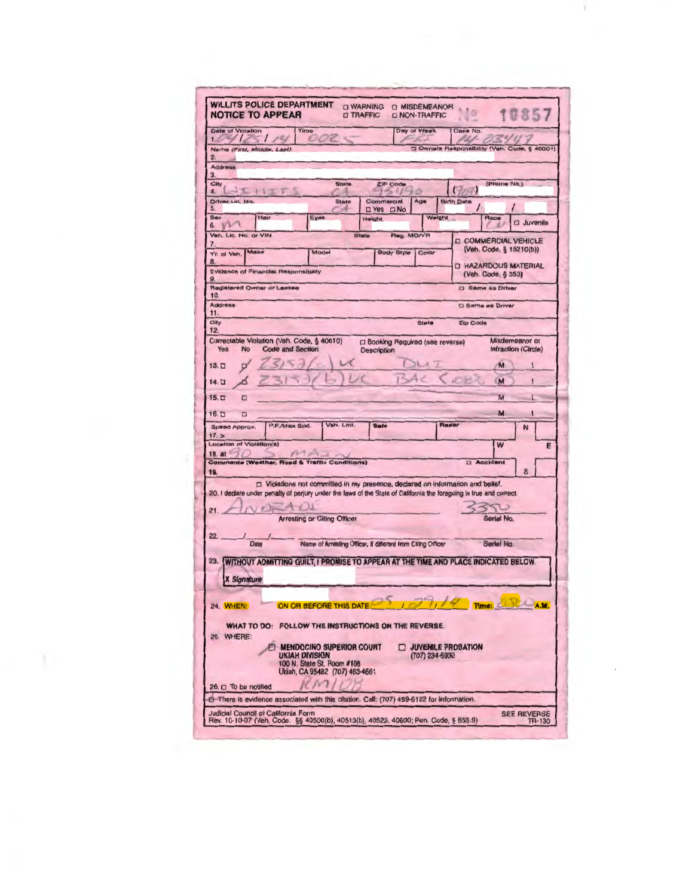# WILLITS POLICE DEPARTMENT
## NOTICE TO APPEAR

☐ WARNING ☐ MISDEMEANOR
☐ TRAFFIC ☐ NON-TRAFFIC

№ 10857

| Date of Violation | Time | Day of Week | Case No. |
|---|---|---|---|
| 1. 04/25/14 | 0025 | FRI | 14-03447 |

2. Name (First, Middle, Last) ☐ Owners Responsibility (Veh. Code, § 40001)

3. Address

| City | State | ZIP Code | (Phone No.) |
|---|---|---|---|
| 4. WILLITS | CA | 95490 | (707) |

| Driver Lic. No. | State | Commercial | Age | Birth Date |
|---|---|---|---|---|
| 5. | CA | ☐ Yes ☐ No | | / / |

| Sex | Hair | Eyes | Height | Weight | Race | |
|---|---|---|---|---|---|---|
| 6. M | | | | | W | ☐ Juvenile |

7. Veh. Lic. No. or VIN — State — Reg. MO/YR

☐ COMMERCIAL VEHICLE (Veh. Code, § 15210(b))

8. Yr. of Veh. — Make — Model — Body Style — Color

☐ HAZARDOUS MATERIAL (Veh. Code, § 353)

9. Evidence of Financial Responsibility

10. Registered Owner or Lessee ☐ Same as Driver

11. Address ☐ Same as Driver

12. City — State — Zip Code

| | Correctable Violation (Veh. Code, § 40610) Yes / No | Code and Section | ☐ Booking Required (see reverse) Description | Misdemeanor or Infraction (Circle) |
|---|---|---|---|---|
| 13. | ☐ / ☑ | 23152(a) VC | DUI | (M) I |
| 14. | ☐ / ☑ | 23152(b) VC | BAC <.08% | (M) I |
| 15. | ☐ / ☐ | | | M I |
| 16. | ☐ / ☐ | | | M I |

17. Speed Approx. > — P.F./Max Spd. — Veh. Lmt. — Safe — Radar

18. Location of Violation(s) at 90 S MAIN

19. Comments (Weather, Road & Traffic Conditions) ☐ Accident

☐ Violations not committed in my presence, declared on information and belief.

20. I declare under penalty of perjury under the laws of the State of California the foregoing is true and correct.

21. ANDRADE — Arresting or Citing Officer — 3350 Serial No.

22. ___/___/___ Date — Name of Arresting Officer, if different from Citing Officer — Serial No.

23. **WITHOUT ADMITTING GUILT, I PROMISE TO APPEAR AT THE TIME AND PLACE INDICATED BELOW.**

X Signature

24. **WHEN:** ON OR BEFORE THIS DATE: 05/29/14 Time: 0830 A.M.

**WHAT TO DO: FOLLOW THE INSTRUCTIONS ON THE REVERSE.**

25. WHERE:

☑ **MENDOCINO SUPERIOR COURT UKIAH DIVISION**
100 N. State St. Room #108
Ukiah, CA 95482 (707) 463-4661

☐ **JUVENILE PROBATION**
(707) 234-6930

RM108

26. ☐ To be notified

☑ There is evidence associated with this citation. Call: (707) 459-6122 for information.

Judicial Council of California Form
Rev. 10-10-07 (Veh. Code, §§ 40500(b), 40513(b), 40522, 40600; Pen. Code, § 853.9)

SEE REVERSE
TR-130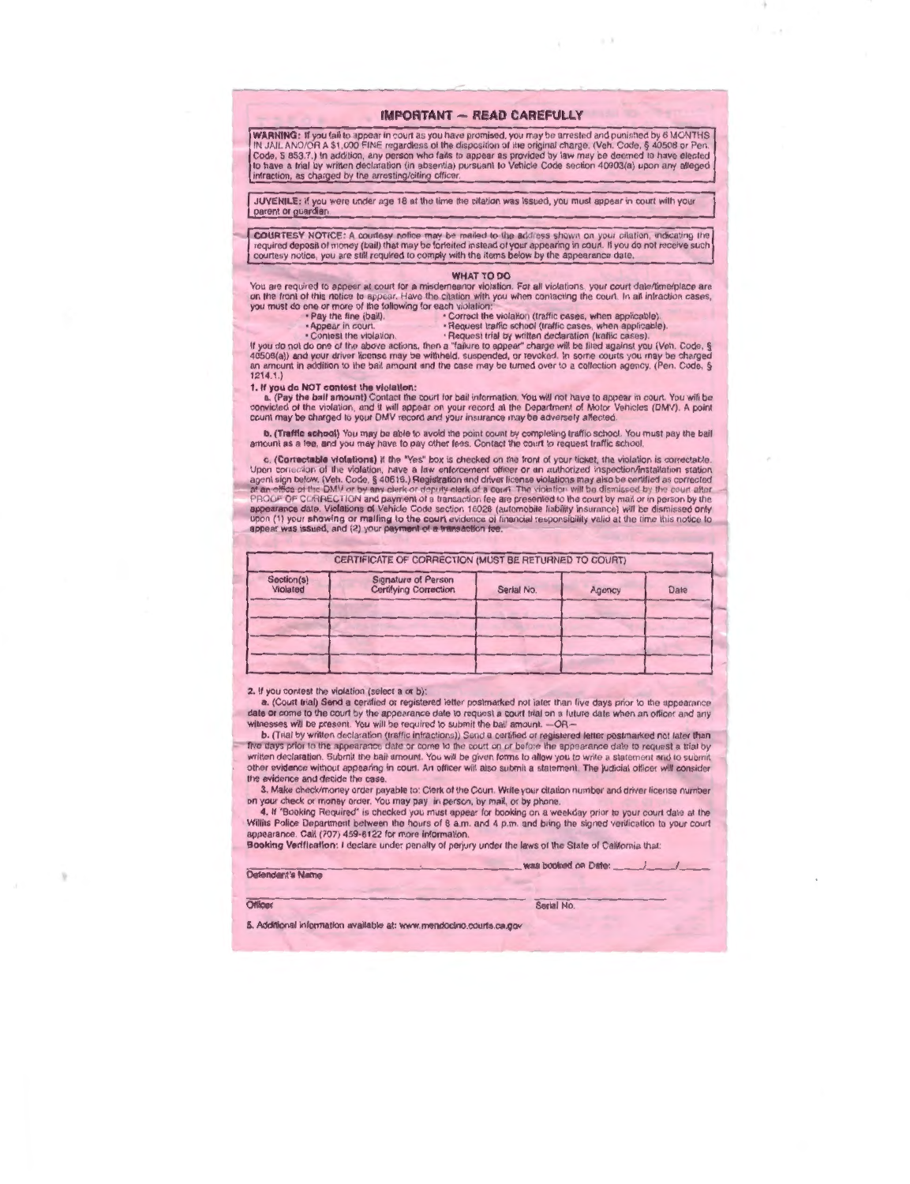# IMPORTANT — READ CAREFULLY

**WARNING:** If you fail to appear in court as you have promised, you may be arrested and punished by 6 MONTHS IN JAIL AND/OR A $1,000 FINE regardless of the disposition of the original charge. (Veh. Code, § 40508 or Pen. Code, § 853.7.) In addition, any person who fails to appear as provided by law may be deemed to have elected to have a trial by written declaration (in absentia) pursuant to Vehicle Code section 40903(a) upon any alleged infraction, as charged by the arresting/citing officer.

**JUVENILE:** If you were under age 18 at the time the citation was issued, you must appear in court with your parent or guardian.

**COURTESY NOTICE:** A courtesy notice may be mailed to the address shown on your citation, indicating the required deposit of money (bail) that may be forfeited instead of your appearing in court. If you do not receive such courtesy notice, you are still required to comply with the items below by the appearance date.

## WHAT TO DO

You are required to appear at court for a misdemeanor violation. For all violations, your court date/time/place are on the front of this notice to appear. Have the citation with you when contacting the court. In all infraction cases, you must do one or more of the following for each violation:

- Pay the fine (bail).
- Appear in court.
- Contest the violation.
- Correct the violation (traffic cases, when applicable).
- Request traffic school (traffic cases, when applicable).
- Request trial by written declaration (traffic cases).

If you do not do one of the above actions, then a "failure to appear" charge will be filed against you (Veh. Code, § 40508(a)) and your driver license may be withheld, suspended, or revoked. In some courts you may be charged an amount in addition to the bail amount and the case may be turned over to a collection agency. (Pen. Code, § 1214.1.)

**1. If you do NOT contest the violation:**

**a. (Pay the bail amount)** Contact the court for bail information. You will not have to appear in court. You will be convicted of the violation, and it will appear on your record at the Department of Motor Vehicles (DMV). A point count may be charged to your DMV record and your insurance may be adversely affected.

**b. (Traffic school)** You may be able to avoid the point count by completing traffic school. You must pay the bail amount as a fee, and you may have to pay other fees. Contact the court to request traffic school.

**c. (Correctable violations)** If the "Yes" box is checked on the front of your ticket, the violation is correctable. Upon correction of the violation, have a law enforcement officer or an authorized inspection/installation station agent sign below. (Veh. Code, § 40616.) Registration and driver license violations may also be certified as corrected at an office of the DMV or by any clerk or deputy clerk of a court. The violation will be dismissed by the court after PROOF OF CORRECTION and payment of a transaction fee are presented to the court by mail or in person by the appearance date. Violations of Vehicle Code section 16028 (automobile liability insurance) will be dismissed only upon (1) your showing or mailing to the court evidence of financial responsibility valid at the time this notice to appear was issued, and (2) your payment of a transaction fee.

**CERTIFICATE OF CORRECTION (MUST BE RETURNED TO COURT)**

| Section(s) Violated | Signature of Person Certifying Correction | Serial No. | Agency | Date |
|---|---|---|---|---|
| | | | | |
| | | | | |
| | | | | |
| | | | | |

**2.** If you contest the violation (select a or b):

**a.** (Court trial) Send a certified or registered letter postmarked not later than five days prior to the appearance date or come to the court by the appearance date to request a court trial on a future date when an officer and any witnesses will be present. You will be required to submit the bail amount. —OR—

**b.** (Trial by written declaration (traffic infractions)) Send a certified or registered letter postmarked not later than five days prior to the appearance date or come to the court on or before the appearance date to request a trial by written declaration. Submit the bail amount. You will be given forms to allow you to write a statement and to submit other evidence without appearing in court. An officer will also submit a statement. The judicial officer will consider the evidence and decide the case.

**3.** Make check/money order payable to: Clerk of the Court. Write your citation number and driver license number on your check or money order. You may pay in person, by mail, or by phone.

**4.** If "Booking Required" is checked you must appear for booking on a weekday prior to your court date at the Willits Police Department between the hours of 8 a.m. and 4 p.m. and bring the signed verification to your court appearance. Call (707) 459-6122 for more information.

**Booking Verification:** I declare under penalty of perjury under the laws of the State of California that:

______________________________ was booked on Date: ____/____/____

Defendant's Name

______________________________ ______________________________

Officer Serial No.

5. Additional information available at: www.mendocino.courts.ca.gov